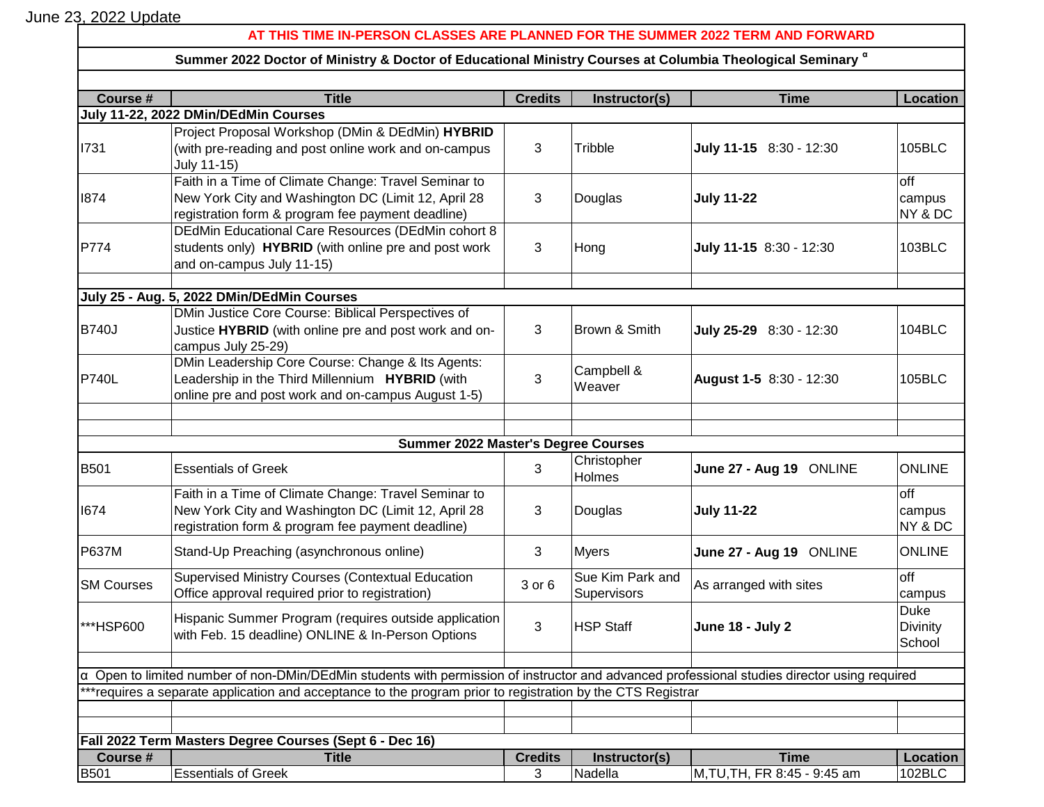June 23, 2022 Update

**AT THIS TIME IN-PERSON CLASSES ARE PLANNED FOR THE SUMMER 2022 TERM AND FORWARD**

**Summer 2022 Doctor of Ministry & Doctor of Educational Ministry Courses at Columbia Theological Seminary** $^{\alpha}$

| Course # | Title | Credits | Instructor(s) | Time | Location |
|---|---|---|---|---|---|
| **July 11-22, 2022 DMin/DEdMin Courses** | | | | | |
| I731 | Project Proposal Workshop (DMin & DEdMin) **HYBRID** (with pre-reading and post online work and on-campus July 11-15) | 3 | Tribble | **July 11-15** 8:30 - 12:30 | 105BLC |
| I874 | Faith in a Time of Climate Change: Travel Seminar to New York City and Washington DC (Limit 12, April 28 registration form & program fee payment deadline) | 3 | Douglas | **July 11-22** | off campus NY & DC |
| P774 | DEdMin Educational Care Resources (DEdMin cohort 8 students only) **HYBRID** (with online pre and post work and on-campus July 11-15) | 3 | Hong | **July 11-15** 8:30 - 12:30 | 103BLC |
| **July 25 - Aug. 5, 2022 DMin/DEdMin Courses** | | | | | |
| B740J | DMin Justice Core Course: Biblical Perspectives of Justice **HYBRID** (with online pre and post work and on-campus July 25-29) | 3 | Brown & Smith | **July 25-29** 8:30 - 12:30 | 104BLC |
| P740L | DMin Leadership Core Course: Change & Its Agents: Leadership in the Third Millennium **HYBRID** (with online pre and post work and on-campus August 1-5) | 3 | Campbell & Weaver | **August 1-5** 8:30 - 12:30 | 105BLC |
| **Summer 2022 Master's Degree Courses** | | | | | |
| B501 | Essentials of Greek | 3 | Christopher Holmes | **June 27 - Aug 19** ONLINE | ONLINE |
| I674 | Faith in a Time of Climate Change: Travel Seminar to New York City and Washington DC (Limit 12, April 28 registration form & program fee payment deadline) | 3 | Douglas | **July 11-22** | off campus NY & DC |
| P637M | Stand-Up Preaching (asynchronous online) | 3 | Myers | **June 27 - Aug 19** ONLINE | ONLINE |
| SM Courses | Supervised Ministry Courses (Contextual Education Office approval required prior to registration) | 3 or 6 | Sue Kim Park and Supervisors | As arranged with sites | off campus |
| ***HSP600 | Hispanic Summer Program (requires outside application with Feb. 15 deadline) ONLINE & In-Person Options | 3 | HSP Staff | **June 18 - July 2** | Duke Divinity School |

$\alpha$ Open to limited number of non-DMin/DEdMin students with permission of instructor and advanced professional studies director using required

***requires a separate application and acceptance to the program prior to registration by the CTS Registrar

**Fall 2022 Term Masters Degree Courses (Sept 6 - Dec 16)**

| Course # | Title | Credits | Instructor(s) | Time | Location |
|---|---|---|---|---|---|
| B501 | Essentials of Greek | 3 | Nadella | M,TU,TH, FR 8:45 - 9:45 am | 102BLC |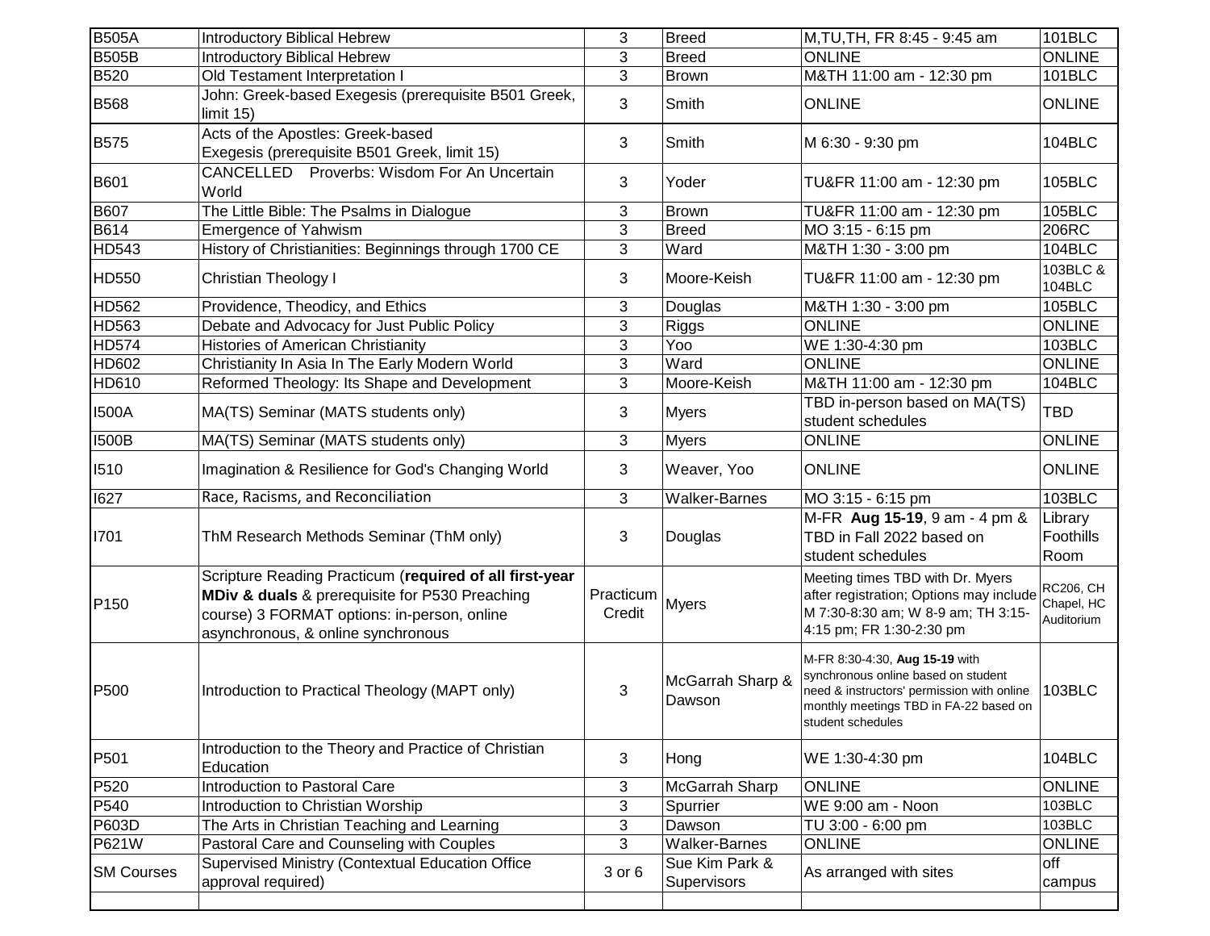| B505A | Introductory Biblical Hebrew | 3 | Breed | M,TU,TH, FR 8:45 - 9:45 am | 101BLC |
|---|---|---|---|---|---|
| B505B | Introductory Biblical Hebrew | 3 | Breed | ONLINE | ONLINE |
| B520 | Old Testament Interpretation I | 3 | Brown | M&TH 11:00 am - 12:30 pm | 101BLC |
| B568 | John: Greek-based Exegesis (prerequisite B501 Greek, limit 15) | 3 | Smith | ONLINE | ONLINE |
| B575 | Acts of the Apostles: Greek-based Exegesis (prerequisite B501 Greek, limit 15) | 3 | Smith | M 6:30 - 9:30 pm | 104BLC |
| B601 | CANCELLED Proverbs: Wisdom For An Uncertain World | 3 | Yoder | TU&FR 11:00 am - 12:30 pm | 105BLC |
| B607 | The Little Bible: The Psalms in Dialogue | 3 | Brown | TU&FR 11:00 am - 12:30 pm | 105BLC |
| B614 | Emergence of Yahwism | 3 | Breed | MO 3:15 - 6:15 pm | 206RC |
| HD543 | History of Christianities: Beginnings through 1700 CE | 3 | Ward | M&TH 1:30 - 3:00 pm | 104BLC |
| HD550 | Christian Theology I | 3 | Moore-Keish | TU&FR 11:00 am - 12:30 pm | 103BLC & 104BLC |
| HD562 | Providence, Theodicy, and Ethics | 3 | Douglas | M&TH 1:30 - 3:00 pm | 105BLC |
| HD563 | Debate and Advocacy for Just Public Policy | 3 | Riggs | ONLINE | ONLINE |
| HD574 | Histories of American Christianity | 3 | Yoo | WE 1:30-4:30 pm | 103BLC |
| HD602 | Christianity In Asia In The Early Modern World | 3 | Ward | ONLINE | ONLINE |
| HD610 | Reformed Theology: Its Shape and Development | 3 | Moore-Keish | M&TH 11:00 am - 12:30 pm | 104BLC |
| I500A | MA(TS) Seminar (MATS students only) | 3 | Myers | TBD in-person based on MA(TS) student schedules | TBD |
| I500B | MA(TS) Seminar (MATS students only) | 3 | Myers | ONLINE | ONLINE |
| I510 | Imagination & Resilience for God's Changing World | 3 | Weaver, Yoo | ONLINE | ONLINE |
| I627 | Race, Racisms, and Reconciliation | 3 | Walker-Barnes | MO 3:15 - 6:15 pm | 103BLC |
| I701 | ThM Research Methods Seminar (ThM only) | 3 | Douglas | M-FR **Aug 15-19**, 9 am - 4 pm & TBD in Fall 2022 based on student schedules | Library Foothills Room |
| P150 | Scripture Reading Practicum (**required of all first-year MDiv & duals** & prerequisite for P530 Preaching course) 3 FORMAT options: in-person, online asynchronous, & online synchronous | Practicum Credit | Myers | Meeting times TBD with Dr. Myers after registration; Options may include M 7:30-8:30 am; W 8-9 am; TH 3:15-4:15 pm; FR 1:30-2:30 pm | RC206, CH Chapel, HC Auditorium |
| P500 | Introduction to Practical Theology (MAPT only) | 3 | McGarrah Sharp & Dawson | M-FR 8:30-4:30, **Aug 15-19** with synchronous online based on student need & instructors' permission with online monthly meetings TBD in FA-22 based on student schedules | 103BLC |
| P501 | Introduction to the Theory and Practice of Christian Education | 3 | Hong | WE 1:30-4:30 pm | 104BLC |
| P520 | Introduction to Pastoral Care | 3 | McGarrah Sharp | ONLINE | ONLINE |
| P540 | Introduction to Christian Worship | 3 | Spurrier | WE 9:00 am - Noon | 103BLC |
| P603D | The Arts in Christian Teaching and Learning | 3 | Dawson | TU 3:00 - 6:00 pm | 103BLC |
| P621W | Pastoral Care and Counseling with Couples | 3 | Walker-Barnes | ONLINE | ONLINE |
| SM Courses | Supervised Ministry (Contextual Education Office approval required) | 3 or 6 | Sue Kim Park & Supervisors | As arranged with sites | off campus |
| | | | | | |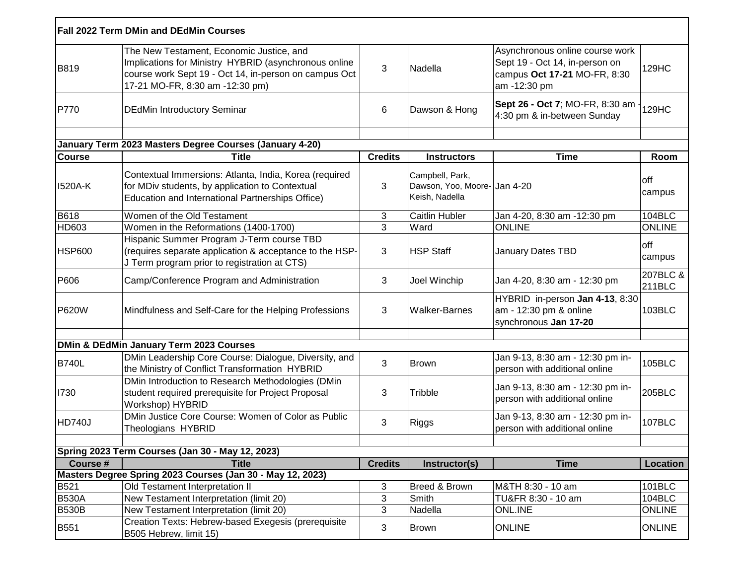| Fall 2022 Term DMin and DEdMin Courses | | | | | |
|---|---|---|---|---|---|
| B819 | The New Testament, Economic Justice, and Implications for Ministry HYBRID (asynchronous online course work Sept 19 - Oct 14, in-person on campus Oct 17-21 MO-FR, 8:30 am -12:30 pm) | 3 | Nadella | Asynchronous online course work Sept 19 - Oct 14, in-person on campus **Oct 17-21** MO-FR, 8:30 am -12:30 pm | 129HC |
| P770 | DEdMin Introductory Seminar | 6 | Dawson & Hong | **Sept 26 - Oct 7**; MO-FR, 8:30 am - 4:30 pm & in-between Sunday | 129HC |
| | | | | | |
| **January Term 2023 Masters Degree Courses (January 4-20)** | | | | | |
| **Course** | **Title** | **Credits** | **Instructors** | **Time** | **Room** |
| I520A-K | Contextual Immersions: Atlanta, India, Korea (required for MDiv students, by application to Contextual Education and International Partnerships Office) | 3 | Campbell, Park, Dawson, Yoo, Moore-Keish, Nadella | Jan 4-20 | off campus |
| B618 | Women of the Old Testament | 3 | Caitlin Hubler | Jan 4-20, 8:30 am -12:30 pm | 104BLC |
| HD603 | Women in the Reformations (1400-1700) | 3 | Ward | ONLINE | ONLINE |
| HSP600 | Hispanic Summer Program J-Term course TBD (requires separate application & acceptance to the HSP-J Term program prior to registration at CTS) | 3 | HSP Staff | January Dates TBD | off campus |
| P606 | Camp/Conference Program and Administration | 3 | Joel Winchip | Jan 4-20, 8:30 am - 12:30 pm | 207BLC & 211BLC |
| P620W | Mindfulness and Self-Care for the Helping Professions | 3 | Walker-Barnes | HYBRID in-person **Jan 4-13**, 8:30 am - 12:30 pm & online synchronous **Jan 17-20** | 103BLC |
| | | | | | |
| **DMin & DEdMin January Term 2023 Courses** | | | | | |
| B740L | DMin Leadership Core Course: Dialogue, Diversity, and the Ministry of Conflict Transformation HYBRID | 3 | Brown | Jan 9-13, 8:30 am - 12:30 pm in-person with additional online | 105BLC |
| I730 | DMin Introduction to Research Methodologies (DMin student required prerequisite for Project Proposal Workshop) HYBRID | 3 | Tribble | Jan 9-13, 8:30 am - 12:30 pm in-person with additional online | 205BLC |
| HD740J | DMin Justice Core Course: Women of Color as Public Theologians HYBRID | 3 | Riggs | Jan 9-13, 8:30 am - 12:30 pm in-person with additional online | 107BLC |
| | | | | | |
| **Spring 2023 Term Courses (Jan 30 - May 12, 2023)** | | | | | |
| **Course #** | **Title** | **Credits** | **Instructor(s)** | **Time** | **Location** |
| **Masters Degree Spring 2023 Courses (Jan 30 - May 12, 2023)** | | | | | |
| B521 | Old Testament Interpretation II | 3 | Breed & Brown | M&TH 8:30 - 10 am | 101BLC |
| B530A | New Testament Interpretation (limit 20) | 3 | Smith | TU&FR 8:30 - 10 am | 104BLC |
| B530B | New Testament Interpretation (limit 20) | 3 | Nadella | ONL.INE | ONLINE |
| B551 | Creation Texts: Hebrew-based Exegesis (prerequisite B505 Hebrew, limit 15) | 3 | Brown | ONLINE | ONLINE |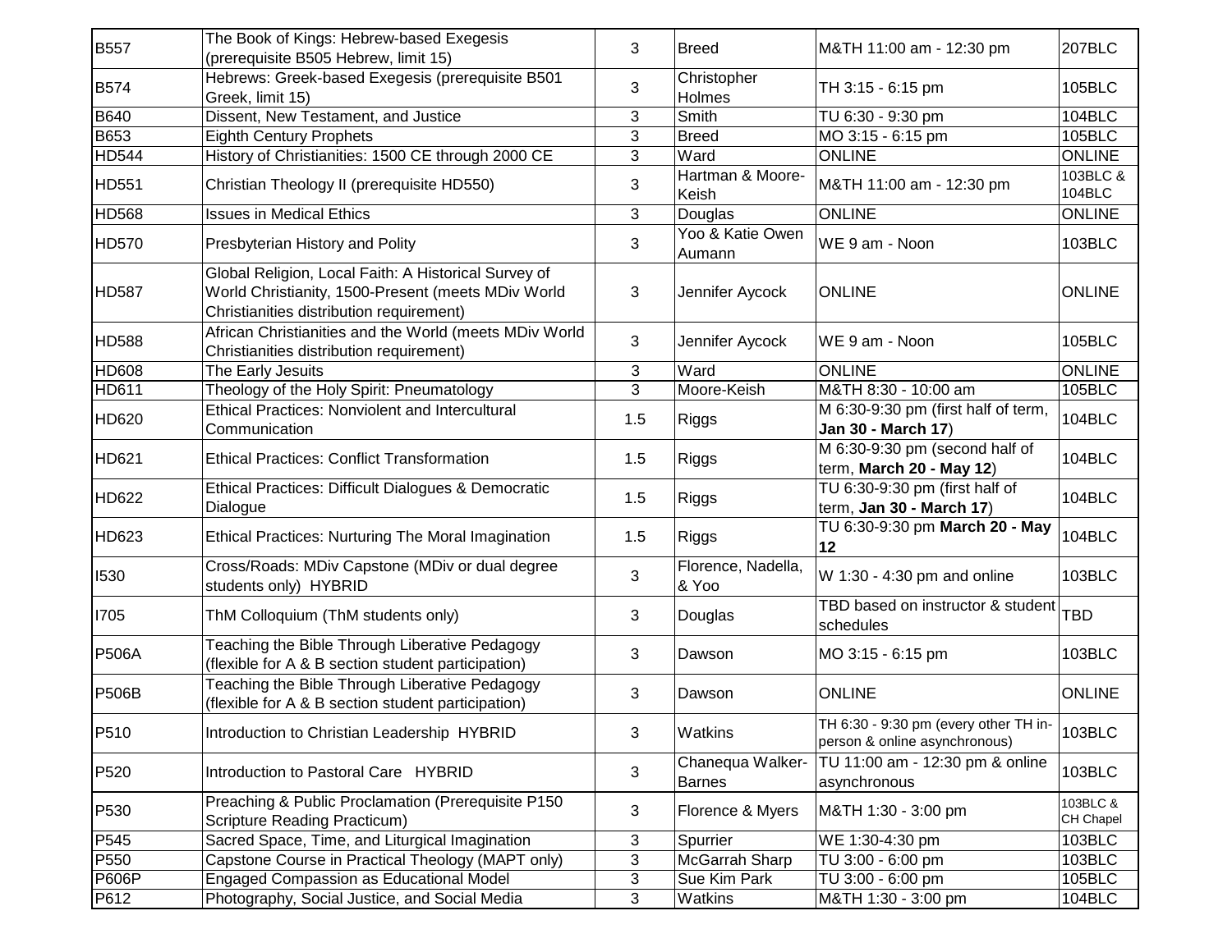| | | | | | |
|---|---|---|---|---|---|
| B557 | The Book of Kings: Hebrew-based Exegesis (prerequisite B505 Hebrew, limit 15) | 3 | Breed | M&TH 11:00 am - 12:30 pm | 207BLC |
| B574 | Hebrews: Greek-based Exegesis (prerequisite B501 Greek, limit 15) | 3 | Christopher Holmes | TH 3:15 - 6:15 pm | 105BLC |
| B640 | Dissent, New Testament, and Justice | 3 | Smith | TU 6:30 - 9:30 pm | 104BLC |
| B653 | Eighth Century Prophets | 3 | Breed | MO 3:15 - 6:15 pm | 105BLC |
| HD544 | History of Christianities: 1500 CE through 2000 CE | 3 | Ward | ONLINE | ONLINE |
| HD551 | Christian Theology II (prerequisite HD550) | 3 | Hartman & Moore-Keish | M&TH 11:00 am - 12:30 pm | 103BLC & 104BLC |
| HD568 | Issues in Medical Ethics | 3 | Douglas | ONLINE | ONLINE |
| HD570 | Presbyterian History and Polity | 3 | Yoo & Katie Owen Aumann | WE 9 am - Noon | 103BLC |
| HD587 | Global Religion, Local Faith: A Historical Survey of World Christianity, 1500-Present (meets MDiv World Christianities distribution requirement) | 3 | Jennifer Aycock | ONLINE | ONLINE |
| HD588 | African Christianities and the World (meets MDiv World Christianities distribution requirement) | 3 | Jennifer Aycock | WE 9 am - Noon | 105BLC |
| HD608 | The Early Jesuits | 3 | Ward | ONLINE | ONLINE |
| HD611 | Theology of the Holy Spirit: Pneumatology | 3 | Moore-Keish | M&TH 8:30 - 10:00 am | 105BLC |
| HD620 | Ethical Practices: Nonviolent and Intercultural Communication | 1.5 | Riggs | M 6:30-9:30 pm (first half of term, **Jan 30 - March 17**) | 104BLC |
| HD621 | Ethical Practices: Conflict Transformation | 1.5 | Riggs | M 6:30-9:30 pm (second half of term, **March 20 - May 12**) | 104BLC |
| HD622 | Ethical Practices: Difficult Dialogues & Democratic Dialogue | 1.5 | Riggs | TU 6:30-9:30 pm (first half of term, **Jan 30 - March 17**) | 104BLC |
| HD623 | Ethical Practices: Nurturing The Moral Imagination | 1.5 | Riggs | TU 6:30-9:30 pm **March 20 - May 12** | 104BLC |
| I530 | Cross/Roads: MDiv Capstone (MDiv or dual degree students only) HYBRID | 3 | Florence, Nadella, & Yoo | W 1:30 - 4:30 pm and online | 103BLC |
| I705 | ThM Colloquium (ThM students only) | 3 | Douglas | TBD based on instructor & student schedules | TBD |
| P506A | Teaching the Bible Through Liberative Pedagogy (flexible for A & B section student participation) | 3 | Dawson | MO 3:15 - 6:15 pm | 103BLC |
| P506B | Teaching the Bible Through Liberative Pedagogy (flexible for A & B section student participation) | 3 | Dawson | ONLINE | ONLINE |
| P510 | Introduction to Christian Leadership HYBRID | 3 | Watkins | TH 6:30 - 9:30 pm (every other TH in-person & online asynchronous) | 103BLC |
| P520 | Introduction to Pastoral Care HYBRID | 3 | Chanequa Walker-Barnes | TU 11:00 am - 12:30 pm & online asynchronous | 103BLC |
| P530 | Preaching & Public Proclamation (Prerequisite P150 Scripture Reading Practicum) | 3 | Florence & Myers | M&TH 1:30 - 3:00 pm | 103BLC & CH Chapel |
| P545 | Sacred Space, Time, and Liturgical Imagination | 3 | Spurrier | WE 1:30-4:30 pm | 103BLC |
| P550 | Capstone Course in Practical Theology (MAPT only) | 3 | McGarrah Sharp | TU 3:00 - 6:00 pm | 103BLC |
| P606P | Engaged Compassion as Educational Model | 3 | Sue Kim Park | TU 3:00 - 6:00 pm | 105BLC |
| P612 | Photography, Social Justice, and Social Media | 3 | Watkins | M&TH 1:30 - 3:00 pm | 104BLC |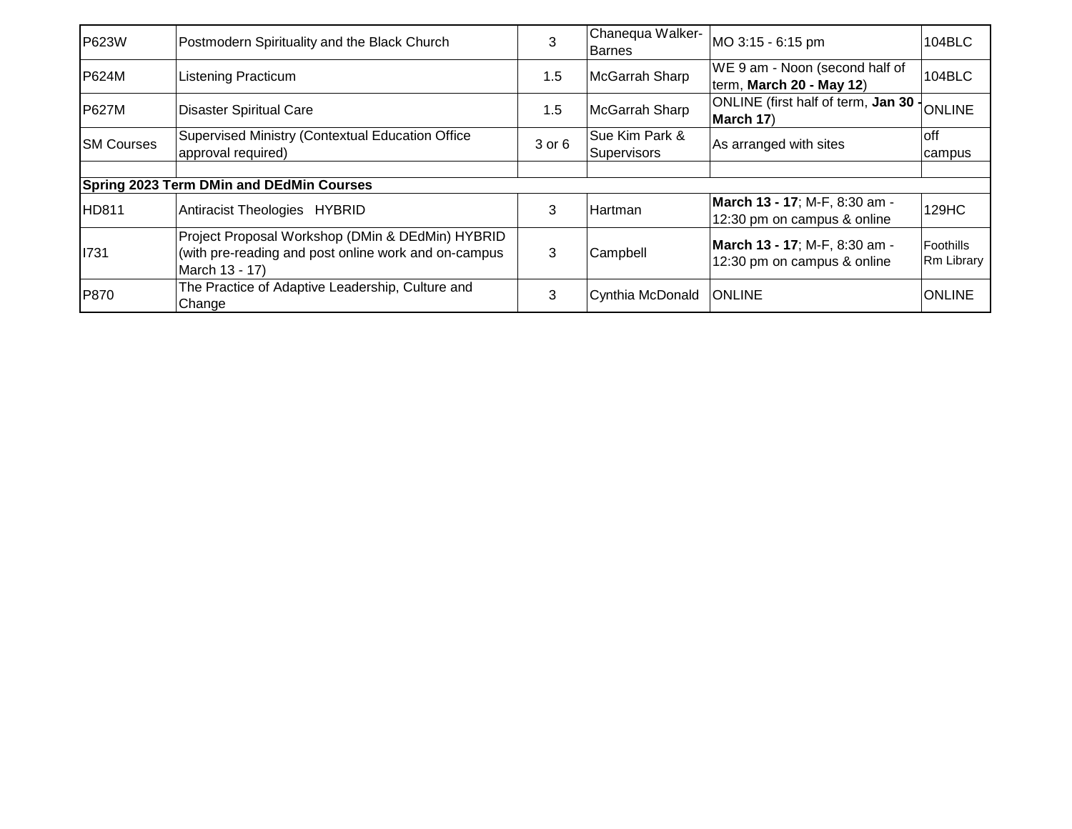| | | | | | |
|---|---|---|---|---|---|
| P623W | Postmodern Spirituality and the Black Church | 3 | Chanequa Walker-Barnes | MO 3:15 - 6:15 pm | 104BLC |
| P624M | Listening Practicum | 1.5 | McGarrah Sharp | WE 9 am - Noon (second half of term, **March 20 - May 12**) | 104BLC |
| P627M | Disaster Spiritual Care | 1.5 | McGarrah Sharp | ONLINE (first half of term, **Jan 30 - March 17**) | ONLINE |
| SM Courses | Supervised Ministry (Contextual Education Office approval required) | 3 or 6 | Sue Kim Park & Supervisors | As arranged with sites | off campus |
| | | | | | |
| **Spring 2023 Term DMin and DEdMin Courses** | | | | | |
| HD811 | Antiracist Theologies HYBRID | 3 | Hartman | **March 13 - 17**; M-F, 8:30 am - 12:30 pm on campus & online | 129HC |
| I731 | Project Proposal Workshop (DMin & DEdMin) HYBRID (with pre-reading and post online work and on-campus March 13 - 17) | 3 | Campbell | **March 13 - 17**; M-F, 8:30 am - 12:30 pm on campus & online | Foothills Rm Library |
| P870 | The Practice of Adaptive Leadership, Culture and Change | 3 | Cynthia McDonald | ONLINE | ONLINE |